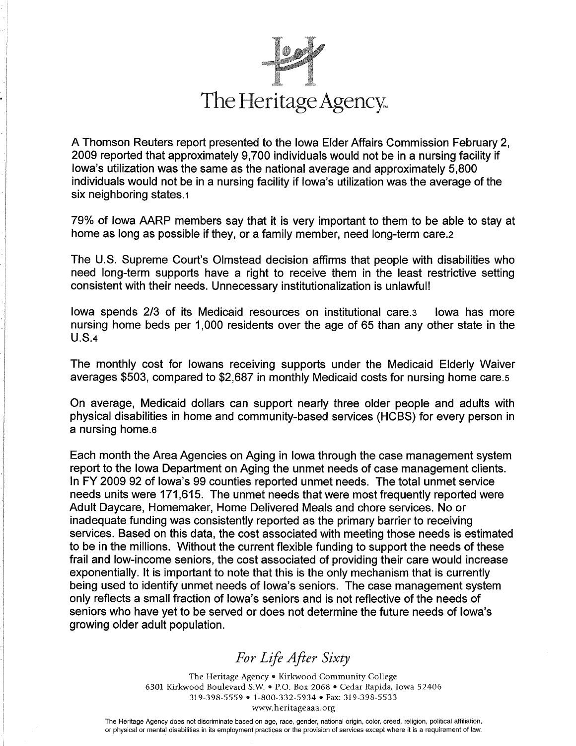# The Heritage Agency™

A Thomson Reuters report presented to the Iowa Elder Affairs Commission February 2, 2009 reported that approximately 9,700 individuals would not be in a nursing facility if Iowa's utilization was the same as the national average and approximately 5,800 individuals would not be in a nursing facility if Iowa's utilization was the average of the six neighboring states.[1]

79% of Iowa AARP members say that it is very important to them to be able to stay at home as long as possible if they, or a family member, need long-term care.[2]

The U.S. Supreme Court's Olmstead decision affirms that people with disabilities who need long-term supports have a right to receive them in the least restrictive setting consistent with their needs. Unnecessary institutionalization is unlawful!

Iowa spends 2/3 of its Medicaid resources on institutional care.[3] Iowa has more nursing home beds per 1,000 residents over the age of 65 than any other state in the U.S.[4]

The monthly cost for Iowans receiving supports under the Medicaid Elderly Waiver averages $503, compared to $2,687 in monthly Medicaid costs for nursing home care.[5]

On average, Medicaid dollars can support nearly three older people and adults with physical disabilities in home and community-based services (HCBS) for every person in a nursing home.[6]

Each month the Area Agencies on Aging in Iowa through the case management system report to the Iowa Department on Aging the unmet needs of case management clients. In FY 2009 92 of Iowa's 99 counties reported unmet needs. The total unmet service needs units were 171,615. The unmet needs that were most frequently reported were Adult Daycare, Homemaker, Home Delivered Meals and chore services. No or inadequate funding was consistently reported as the primary barrier to receiving services. Based on this data, the cost associated with meeting those needs is estimated to be in the millions. Without the current flexible funding to support the needs of these frail and low-income seniors, the cost associated of providing their care would increase exponentially. It is important to note that this is the only mechanism that is currently being used to identify unmet needs of Iowa's seniors. The case management system only reflects a small fraction of Iowa's seniors and is not reflective of the needs of seniors who have yet to be served or does not determine the future needs of Iowa's growing older adult population.

*For Life After Sixty*

The Heritage Agency • Kirkwood Community College
6301 Kirkwood Boulevard S.W. • P.O. Box 2068 • Cedar Rapids, Iowa 52406
319-398-5559 • 1-800-332-5934 • Fax: 319-398-5533
www.heritageaaa.org

The Heritage Agency does not discriminate based on age, race, gender, national origin, color, creed, religion, political affiliation, or physical or mental disabilities in its employment practices or the provision of services except where it is a requirement of law.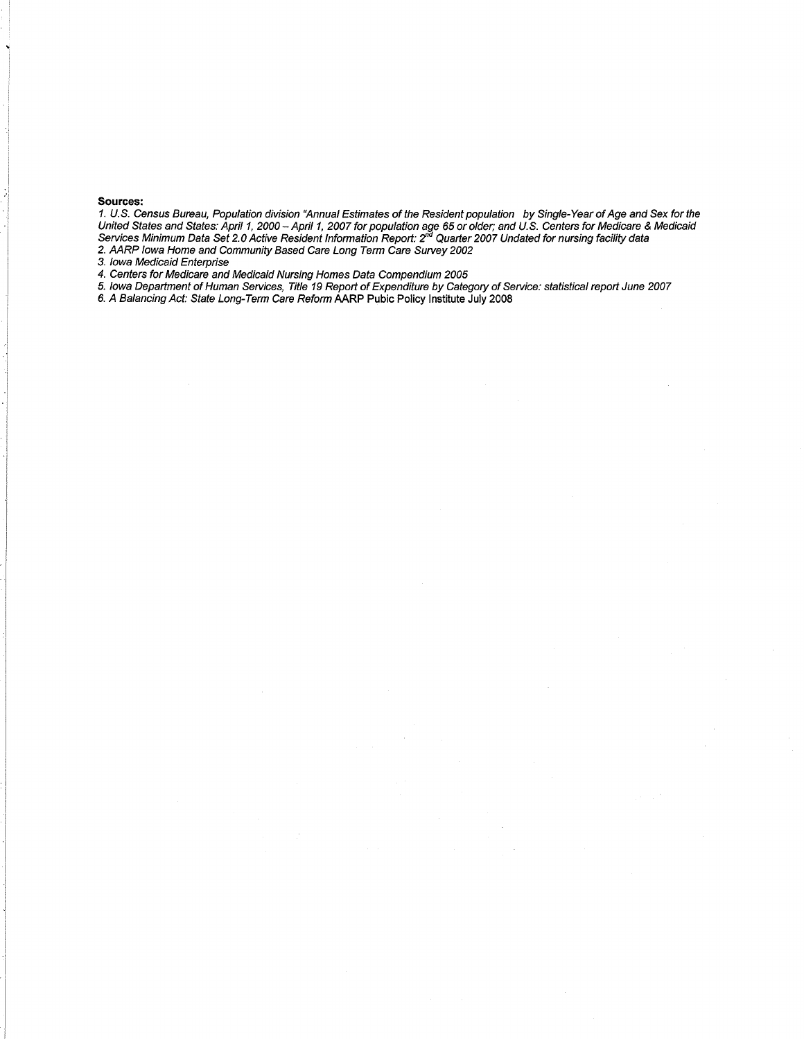**Sources:**

1. *U.S. Census Bureau, Population division "Annual Estimates of the Resident population by Single-Year of Age and Sex for the United States and States: April 1, 2000 – April 1, 2007 for population age 65 or older; and U.S. Centers for Medicare & Medicaid Services Minimum Data Set 2.0 Active Resident Information Report: 2nd Quarter 2007 Undated for nursing facility data*
2. *AARP Iowa Home and Community Based Care Long Term Care Survey 2002*
3. *Iowa Medicaid Enterprise*
4. *Centers for Medicare and Medicaid Nursing Homes Data Compendium 2005*
5. *Iowa Department of Human Services, Title 19 Report of Expenditure by Category of Service: statistical report June 2007*
6. *A Balancing Act: State Long-Term Care Reform* AARP Pubic Policy Institute July 2008